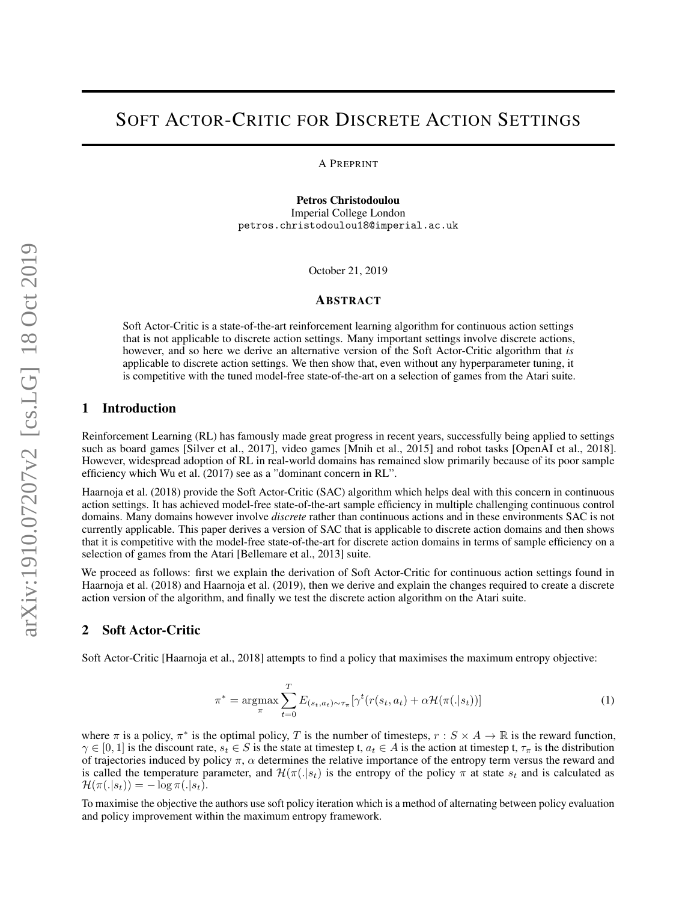# Soft Actor-Critic for Discrete Action Settings

A Preprint

**Petros Christodoulou**
Imperial College London
petros.christodoulou18@imperial.ac.uk

October 21, 2019

## Abstract

Soft Actor-Critic is a state-of-the-art reinforcement learning algorithm for continuous action settings that is not applicable to discrete action settings. Many important settings involve discrete actions, however, and so here we derive an alternative version of the Soft Actor-Critic algorithm that *is* applicable to discrete action settings. We then show that, even without any hyperparameter tuning, it is competitive with the tuned model-free state-of-the-art on a selection of games from the Atari suite.

## 1 Introduction

Reinforcement Learning (RL) has famously made great progress in recent years, successfully being applied to settings such as board games [Silver et al., 2017], video games [Mnih et al., 2015] and robot tasks [OpenAI et al., 2018]. However, widespread adoption of RL in real-world domains has remained slow primarily because of its poor sample efficiency which Wu et al. (2017) see as a "dominant concern in RL".

Haarnoja et al. (2018) provide the Soft Actor-Critic (SAC) algorithm which helps deal with this concern in continuous action settings. It has achieved model-free state-of-the-art sample efficiency in multiple challenging continuous control domains. Many domains however involve *discrete* rather than continuous actions and in these environments SAC is not currently applicable. This paper derives a version of SAC that is applicable to discrete action domains and then shows that it is competitive with the model-free state-of-the-art for discrete action domains in terms of sample efficiency on a selection of games from the Atari [Bellemare et al., 2013] suite.

We proceed as follows: first we explain the derivation of Soft Actor-Critic for continuous action settings found in Haarnoja et al. (2018) and Haarnoja et al. (2019), then we derive and explain the changes required to create a discrete action version of the algorithm, and finally we test the discrete action algorithm on the Atari suite.

## 2 Soft Actor-Critic

Soft Actor-Critic [Haarnoja et al., 2018] attempts to find a policy that maximises the maximum entropy objective:

$$\pi^* = \underset{\pi}{\operatorname{argmax}} \sum_{t=0}^{T} E_{(s_t, a_t) \sim \tau_\pi} [\gamma^t (r(s_t, a_t) + \alpha \mathcal{H}(\pi(.|s_t))] \tag{1}$$

where $\pi$ is a policy, $\pi^*$ is the optimal policy, $T$ is the number of timesteps, $r : S \times A \to \mathbb{R}$ is the reward function, $\gamma \in [0, 1]$ is the discount rate, $s_t \in S$ is the state at timestep t, $a_t \in A$ is the action at timestep t, $\tau_\pi$ is the distribution of trajectories induced by policy $\pi$, $\alpha$ determines the relative importance of the entropy term versus the reward and is called the temperature parameter, and $\mathcal{H}(\pi(.|s_t)$ is the entropy of the policy $\pi$ at state $s_t$ and is calculated as $\mathcal{H}(\pi(.|s_t)) = -\log \pi(.|s_t)$.

To maximise the objective the authors use soft policy iteration which is a method of alternating between policy evaluation and policy improvement within the maximum entropy framework.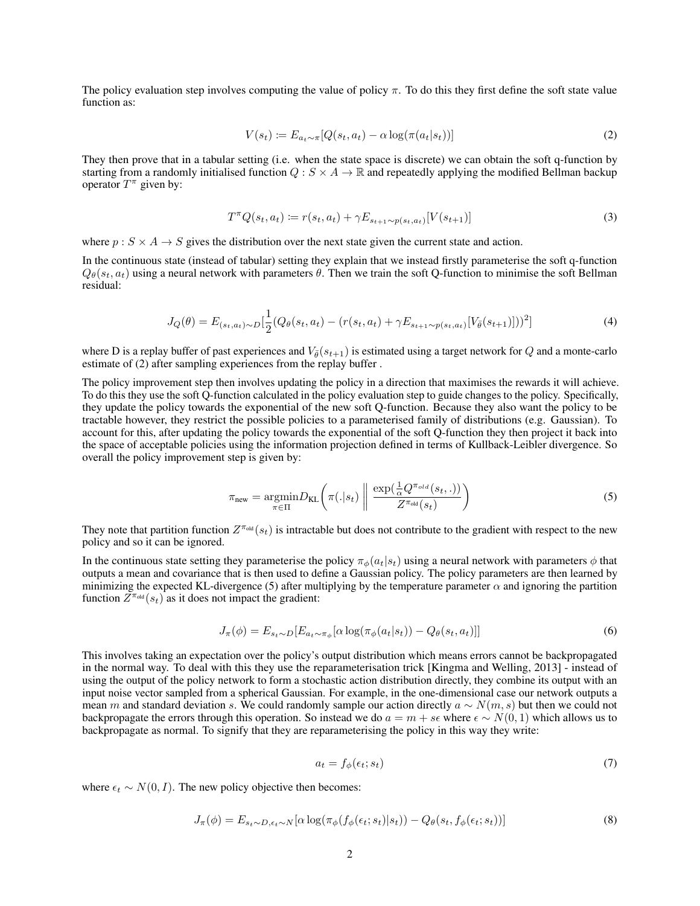The policy evaluation step involves computing the value of policy $\pi$. To do this they first define the soft state value function as:

$$V(s_t) \coloneqq E_{a_t \sim \pi}[Q(s_t, a_t) - \alpha \log(\pi(a_t|s_t))] \tag{2}$$

They then prove that in a tabular setting (i.e. when the state space is discrete) we can obtain the soft q-function by starting from a randomly initialised function $Q : S \times A \to \mathbb{R}$ and repeatedly applying the modified Bellman backup operator $T^{\pi}$ given by:

$$T^{\pi}Q(s_t, a_t) \coloneqq r(s_t, a_t) + \gamma E_{s_{t+1} \sim p(s_t, a_t)}[V(s_{t+1})] \tag{3}$$

where $p : S \times A \to S$ gives the distribution over the next state given the current state and action.

In the continuous state (instead of tabular) setting they explain that we instead firstly parameterise the soft q-function $Q_{\theta}(s_t, a_t)$ using a neural network with parameters $\theta$. Then we train the soft Q-function to minimise the soft Bellman residual:

$$J_Q(\theta) = E_{(s_t, a_t) \sim D}[\frac{1}{2}(Q_{\theta}(s_t, a_t) - (r(s_t, a_t) + \gamma E_{s_{t+1} \sim p(s_t, a_t)}[V_{\bar{\theta}}(s_{t+1})]))^2] \tag{4}$$

where D is a replay buffer of past experiences and $V_{\bar{\theta}}(s_{t+1})$ is estimated using a target network for $Q$ and a monte-carlo estimate of (2) after sampling experiences from the replay buffer .

The policy improvement step then involves updating the policy in a direction that maximises the rewards it will achieve. To do this they use the soft Q-function calculated in the policy evaluation step to guide changes to the policy. Specifically, they update the policy towards the exponential of the new soft Q-function. Because they also want the policy to be tractable however, they restrict the possible policies to a parameterised family of distributions (e.g. Gaussian). To account for this, after updating the policy towards the exponential of the soft Q-function they then project it back into the space of acceptable policies using the information projection defined in terms of Kullback-Leibler divergence. So overall the policy improvement step is given by:

$$\pi_{\text{new}} = \underset{\pi \in \Pi}{\operatorname{argmin}} D_{\text{KL}}\left(\pi(.|s_t) \,\middle\|\, \frac{\exp(\frac{1}{\alpha}Q^{\pi_{old}}(s_t, .))}{Z^{\pi_{\text{old}}}(s_t)}\right) \tag{5}$$

They note that partition function $Z^{\pi_{\text{old}}}(s_t)$ is intractable but does not contribute to the gradient with respect to the new policy and so it can be ignored.

In the continuous state setting they parameterise the policy $\pi_{\phi}(a_t|s_t)$ using a neural network with parameters $\phi$ that outputs a mean and covariance that is then used to define a Gaussian policy. The policy parameters are then learned by minimizing the expected KL-divergence (5) after multiplying by the temperature parameter $\alpha$ and ignoring the partition function $Z^{\pi_{\text{old}}}(s_t)$ as it does not impact the gradient:

$$J_{\pi}(\phi) = E_{s_t \sim D}[E_{a_t \sim \pi_{\phi}}[\alpha \log(\pi_{\phi}(a_t|s_t)) - Q_{\theta}(s_t, a_t)]] \tag{6}$$

This involves taking an expectation over the policy's output distribution which means errors cannot be backpropagated in the normal way. To deal with this they use the reparameterisation trick [Kingma and Welling, 2013] - instead of using the output of the policy network to form a stochastic action distribution directly, they combine its output with an input noise vector sampled from a spherical Gaussian. For example, in the one-dimensional case our network outputs a mean $m$ and standard deviation $s$. We could randomly sample our action directly $a \sim N(m, s)$ but then we could not backpropagate the errors through this operation. So instead we do $a = m + s\epsilon$ where $\epsilon \sim N(0, 1)$ which allows us to backpropagate as normal. To signify that they are reparameterising the policy in this way they write:

$$a_t = f_{\phi}(\epsilon_t; s_t) \tag{7}$$

where $\epsilon_t \sim N(0, I)$. The new policy objective then becomes:

$$J_{\pi}(\phi) = E_{s_t \sim D, \epsilon_t \sim N}[\alpha \log(\pi_{\phi}(f_{\phi}(\epsilon_t; s_t)|s_t)) - Q_{\theta}(s_t, f_{\phi}(\epsilon_t; s_t))] \tag{8}$$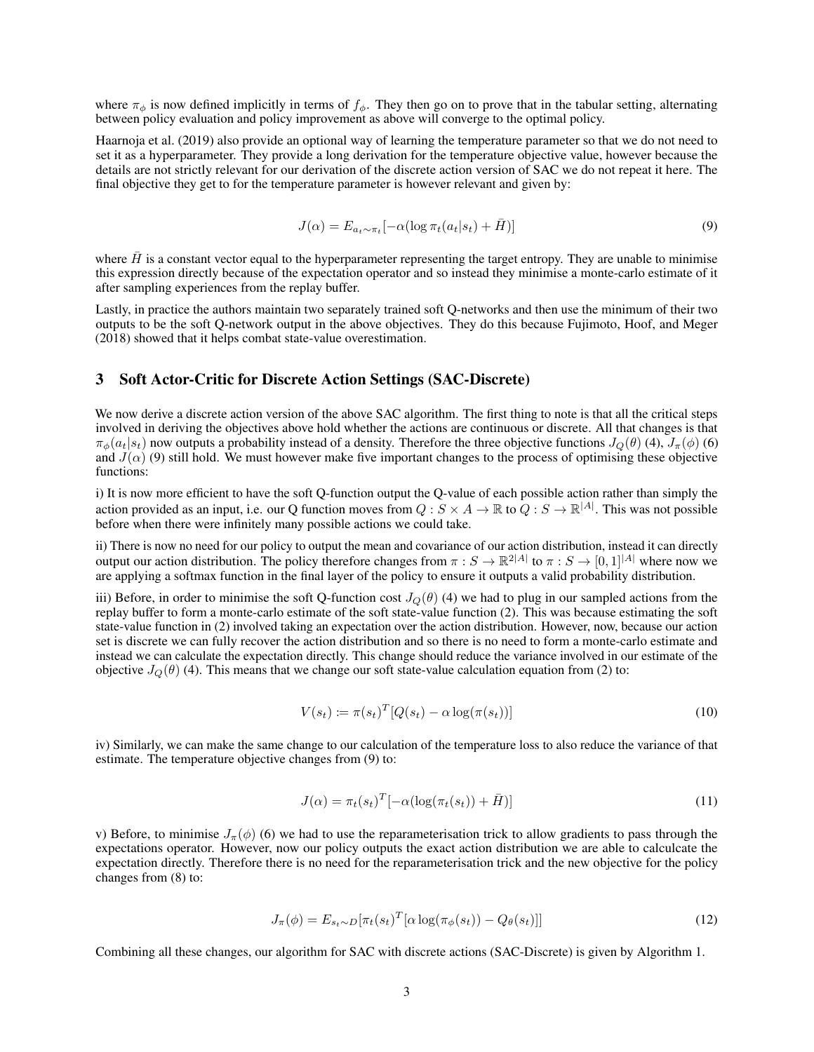where $\pi_\phi$ is now defined implicitly in terms of $f_\phi$. They then go on to prove that in the tabular setting, alternating between policy evaluation and policy improvement as above will converge to the optimal policy.

Haarnoja et al. (2019) also provide an optional way of learning the temperature parameter so that we do not need to set it as a hyperparameter. They provide a long derivation for the temperature objective value, however because the details are not strictly relevant for our derivation of the discrete action version of SAC we do not repeat it here. The final objective they get to for the temperature parameter is however relevant and given by:

$$J(\alpha) = E_{a_t \sim \pi_t}[-\alpha(\log \pi_t(a_t|s_t) + \bar{H})] \tag{9}$$

where $\bar{H}$ is a constant vector equal to the hyperparameter representing the target entropy. They are unable to minimise this expression directly because of the expectation operator and so instead they minimise a monte-carlo estimate of it after sampling experiences from the replay buffer.

Lastly, in practice the authors maintain two separately trained soft Q-networks and then use the minimum of their two outputs to be the soft Q-network output in the above objectives. They do this because Fujimoto, Hoof, and Meger (2018) showed that it helps combat state-value overestimation.

## 3 Soft Actor-Critic for Discrete Action Settings (SAC-Discrete)

We now derive a discrete action version of the above SAC algorithm. The first thing to note is that all the critical steps involved in deriving the objectives above hold whether the actions are continuous or discrete. All that changes is that $\pi_\phi(a_t|s_t)$ now outputs a probability instead of a density. Therefore the three objective functions $J_Q(\theta)$ (4), $J_\pi(\phi)$ (6) and $J(\alpha)$ (9) still hold. We must however make five important changes to the process of optimising these objective functions:

i) It is now more efficient to have the soft Q-function output the Q-value of each possible action rather than simply the action provided as an input, i.e. our Q function moves from $Q : S \times A \rightarrow \mathbb{R}$ to $Q : S \rightarrow \mathbb{R}^{|A|}$. This was not possible before when there were infinitely many possible actions we could take.

ii) There is now no need for our policy to output the mean and covariance of our action distribution, instead it can directly output our action distribution. The policy therefore changes from $\pi : S \rightarrow \mathbb{R}^{2|A|}$ to $\pi : S \rightarrow [0, 1]^{|A|}$ where now we are applying a softmax function in the final layer of the policy to ensure it outputs a valid probability distribution.

iii) Before, in order to minimise the soft Q-function cost $J_Q(\theta)$ (4) we had to plug in our sampled actions from the replay buffer to form a monte-carlo estimate of the soft state-value function (2). This was because estimating the soft state-value function in (2) involved taking an expectation over the action distribution. However, now, because our action set is discrete we can fully recover the action distribution and so there is no need to form a monte-carlo estimate and instead we can calculate the expectation directly. This change should reduce the variance involved in our estimate of the objective $J_Q(\theta)$ (4). This means that we change our soft state-value calculation equation from (2) to:

$$V(s_t) := \pi(s_t)^T[Q(s_t) - \alpha \log(\pi(s_t))] \tag{10}$$

iv) Similarly, we can make the same change to our calculation of the temperature loss to also reduce the variance of that estimate. The temperature objective changes from (9) to:

$$J(\alpha) = \pi_t(s_t)^T[-\alpha(\log(\pi_t(s_t)) + \bar{H})] \tag{11}$$

v) Before, to minimise $J_\pi(\phi)$ (6) we had to use the reparameterisation trick to allow gradients to pass through the expectations operator. However, now our policy outputs the exact action distribution we are able to calculcate the expectation directly. Therefore there is no need for the reparameterisation trick and the new objective for the policy changes from (8) to:

$$J_\pi(\phi) = E_{s_t \sim D}[\pi_t(s_t)^T[\alpha \log(\pi_\phi(s_t)) - Q_\theta(s_t)]] \tag{12}$$

Combining all these changes, our algorithm for SAC with discrete actions (SAC-Discrete) is given by Algorithm 1.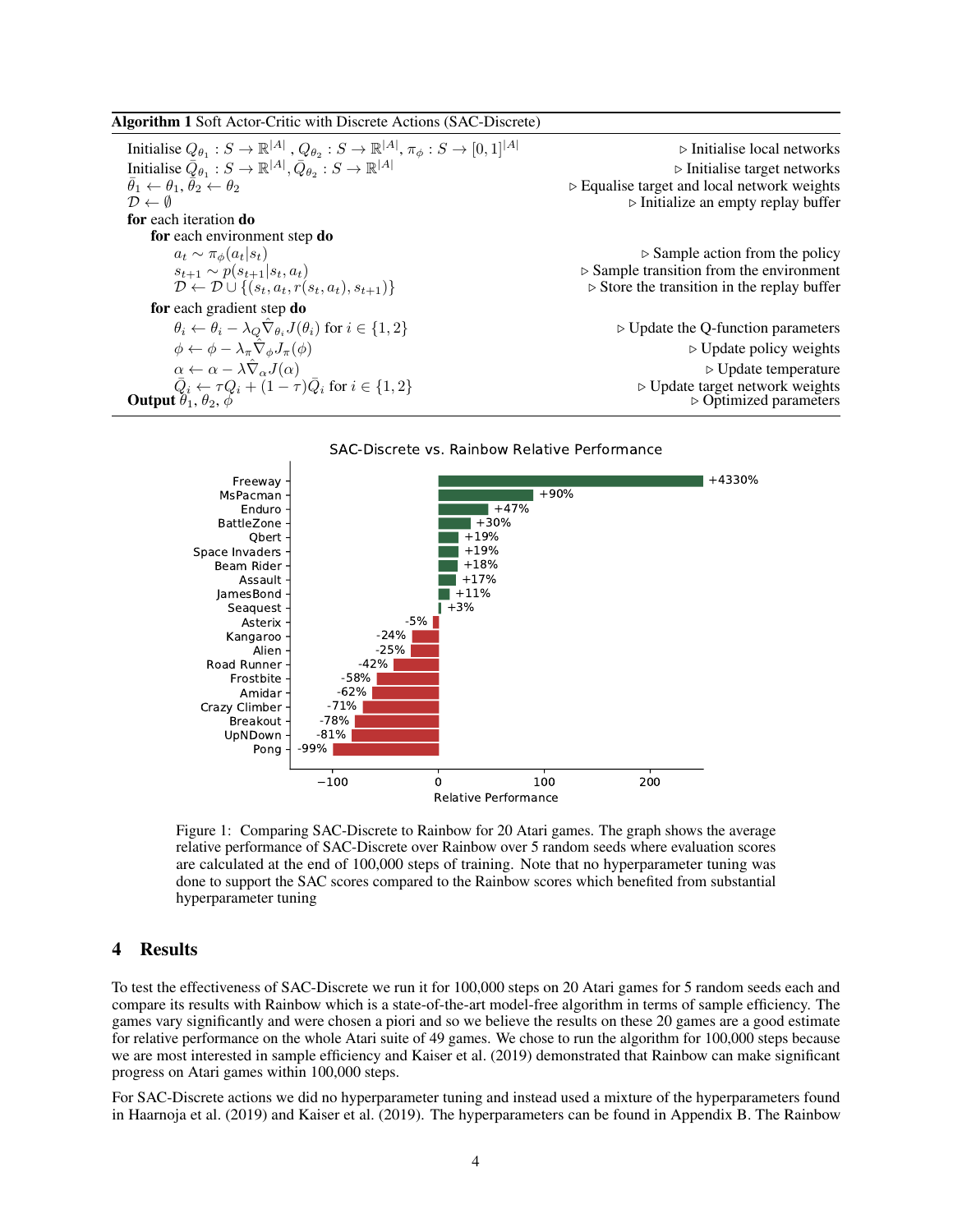**Algorithm 1** Soft Actor-Critic with Discrete Actions (SAC-Discrete)

Initialise $Q_{\theta_1} : S \rightarrow \mathbb{R}^{|A|}$ , $Q_{\theta_2} : S \rightarrow \mathbb{R}^{|A|}$, $\pi_\phi : S \rightarrow [0, 1]^{|A|}$ ▷ Initialise local networks
Initialise $\bar{Q}_{\theta_1} : S \rightarrow \mathbb{R}^{|A|}$, $\bar{Q}_{\theta_2} : S \rightarrow \mathbb{R}^{|A|}$ ▷ Initialise target networks
$\bar{\theta}_1 \leftarrow \theta_1$, $\bar{\theta}_2 \leftarrow \theta_2$ ▷ Equalise target and local network weights
$\mathcal{D} \leftarrow \emptyset$ ▷ Initialize an empty replay buffer
**for** each iteration **do**
  **for** each environment step **do**
    $a_t \sim \pi_\phi(a_t|s_t)$ ▷ Sample action from the policy
    $s_{t+1} \sim p(s_{t+1}|s_t, a_t)$ ▷ Sample transition from the environment
    $\mathcal{D} \leftarrow \mathcal{D} \cup \{(s_t, a_t, r(s_t, a_t), s_{t+1})\}$ ▷ Store the transition in the replay buffer
  **for** each gradient step **do**
    $\theta_i \leftarrow \theta_i - \lambda_Q \hat{\nabla}_{\theta_i} J(\theta_i)$ for $i \in \{1, 2\}$ ▷ Update the Q-function parameters
    $\phi \leftarrow \phi - \lambda_\pi \hat{\nabla}_\phi J_\pi(\phi)$ ▷ Update policy weights
    $\alpha \leftarrow \alpha - \lambda \hat{\nabla}_\alpha J(\alpha)$ ▷ Update temperature
    $\bar{Q}_i \leftarrow \tau Q_i + (1 - \tau)\bar{Q}_i$ for $i \in \{1, 2\}$ ▷ Update target network weights
**Output** $\theta_1, \theta_2, \phi$ ▷ Optimized parameters

SAC-Discrete vs. Rainbow Relative Performance

Freeway +4330%
MsPacman +90%
Enduro +47%
BattleZone +30%
Qbert +19%
Space Invaders +19%
Beam Rider +18%
Assault +17%
JamesBond +11%
Seaquest +3%
Asterix -5%
Kangaroo -24%
Alien -25%
Road Runner -42%
Frostbite -58%
Amidar -62%
Crazy Climber -71%
Breakout -78%
UpNDown -81%
Pong -99%

−100 0 100 200
Relative Performance

Figure 1: Comparing SAC-Discrete to Rainbow for 20 Atari games. The graph shows the average relative performance of SAC-Discrete over Rainbow over 5 random seeds where evaluation scores are calculated at the end of 100,000 steps of training. Note that no hyperparameter tuning was done to support the SAC scores compared to the Rainbow scores which benefited from substantial hyperparameter tuning

## 4 Results

To test the effectiveness of SAC-Discrete we run it for 100,000 steps on 20 Atari games for 5 random seeds each and compare its results with Rainbow which is a state-of-the-art model-free algorithm in terms of sample efficiency. The games vary significantly and were chosen a piori and so we believe the results on these 20 games are a good estimate for relative performance on the whole Atari suite of 49 games. We chose to run the algorithm for 100,000 steps because we are most interested in sample efficiency and Kaiser et al. (2019) demonstrated that Rainbow can make significant progress on Atari games within 100,000 steps.

For SAC-Discrete actions we did no hyperparameter tuning and instead used a mixture of the hyperparameters found in Haarnoja et al. (2019) and Kaiser et al. (2019). The hyperparameters can be found in Appendix B. The Rainbow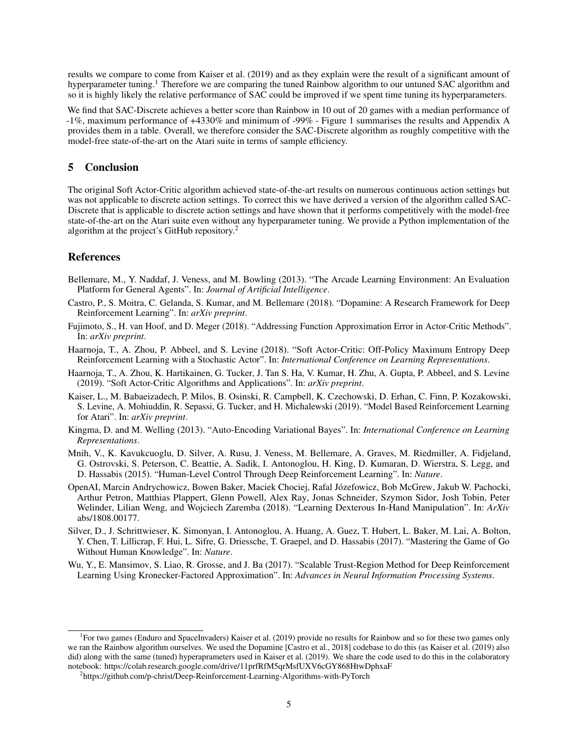results we compare to come from Kaiser et al. (2019) and as they explain were the result of a significant amount of hyperparameter tuning.[1] Therefore we are comparing the tuned Rainbow algorithm to our untuned SAC algorithm and so it is highly likely the relative performance of SAC could be improved if we spent time tuning its hyperparameters.

We find that SAC-Discrete achieves a better score than Rainbow in 10 out of 20 games with a median performance of -1%, maximum performance of +4330% and minimum of -99% - Figure 1 summarises the results and Appendix A provides them in a table. Overall, we therefore consider the SAC-Discrete algorithm as roughly competitive with the model-free state-of-the-art on the Atari suite in terms of sample efficiency.

## 5 Conclusion

The original Soft Actor-Critic algorithm achieved state-of-the-art results on numerous continuous action settings but was not applicable to discrete action settings. To correct this we have derived a version of the algorithm called SAC-Discrete that is applicable to discrete action settings and have shown that it performs competitively with the model-free state-of-the-art on the Atari suite even without any hyperparameter tuning. We provide a Python implementation of the algorithm at the project's GitHub repository.[2]

## References

Bellemare, M., Y. Naddaf, J. Veness, and M. Bowling (2013). "The Arcade Learning Environment: An Evaluation Platform for General Agents". In: *Journal of Artificial Intelligence*.

Castro, P., S. Moitra, C. Gelanda, S. Kumar, and M. Bellemare (2018). "Dopamine: A Research Framework for Deep Reinforcement Learning". In: *arXiv preprint*.

Fujimoto, S., H. van Hoof, and D. Meger (2018). "Addressing Function Approximation Error in Actor-Critic Methods". In: *arXiv preprint*.

Haarnoja, T., A. Zhou, P. Abbeel, and S. Levine (2018). "Soft Actor-Critic: Off-Policy Maximum Entropy Deep Reinforcement Learning with a Stochastic Actor". In: *International Conference on Learning Representations*.

Haarnoja, T., A. Zhou, K. Hartikainen, G. Tucker, J. Tan S. Ha, V. Kumar, H. Zhu, A. Gupta, P. Abbeel, and S. Levine (2019). "Soft Actor-Critic Algorithms and Applications". In: *arXiv preprint*.

Kaiser, L., M. Babaeizadech, P. Milos, B. Osinski, R. Campbell, K. Czechowski, D. Erhan, C. Finn, P. Kozakowski, S. Levine, A. Mohiuddin, R. Sepassi, G. Tucker, and H. Michalewski (2019). "Model Based Reinforcement Learning for Atari". In: *arXiv preprint*.

Kingma, D. and M. Welling (2013). "Auto-Encoding Variational Bayes". In: *International Conference on Learning Representations*.

Mnih, V., K. Kavukcuoglu, D. Silver, A. Rusu, J. Veness, M. Bellemare, A. Graves, M. Riedmiller, A. Fidjeland, G. Ostrovski, S. Peterson, C. Beattie, A. Sadik, I. Antonoglou, H. King, D. Kumaran, D. Wierstra, S. Legg, and D. Hassabis (2015). "Human-Level Control Through Deep Reinforcement Learning". In: *Nature*.

OpenAI, Marcin Andrychowicz, Bowen Baker, Maciek Chociej, Rafal Józefowicz, Bob McGrew, Jakub W. Pachocki, Arthur Petron, Matthias Plappert, Glenn Powell, Alex Ray, Jonas Schneider, Szymon Sidor, Josh Tobin, Peter Welinder, Lilian Weng, and Wojciech Zaremba (2018). "Learning Dexterous In-Hand Manipulation". In: *ArXiv* abs/1808.00177.

Silver, D., J. Schrittwieser, K. Simonyan, I. Antonoglou, A. Huang, A. Guez, T. Hubert, L. Baker, M. Lai, A. Bolton, Y. Chen, T. Lillicrap, F. Hui, L. Sifre, G. Driessche, T. Graepel, and D. Hassabis (2017). "Mastering the Game of Go Without Human Knowledge". In: *Nature*.

Wu, Y., E. Mansimov, S. Liao, R. Grosse, and J. Ba (2017). "Scalable Trust-Region Method for Deep Reinforcement Learning Using Kronecker-Factored Approximation". In: *Advances in Neural Information Processing Systems*.

---

[1] For two games (Enduro and SpaceInvaders) Kaiser et al. (2019) provide no results for Rainbow and so for these two games only we ran the Rainbow algorithm ourselves. We used the Dopamine [Castro et al., 2018] codebase to do this (as Kaiser et al. (2019) also did) along with the same (tuned) hyperaparameters used in Kaiser et al. (2019). We share the code used to do this in the colaboratory notebook: https://colab.research.google.com/drive/11prfRfM5qrMsfUXV6cGY868HtwDphxaF

[2] https://github.com/p-christ/Deep-Reinforcement-Learning-Algorithms-with-PyTorch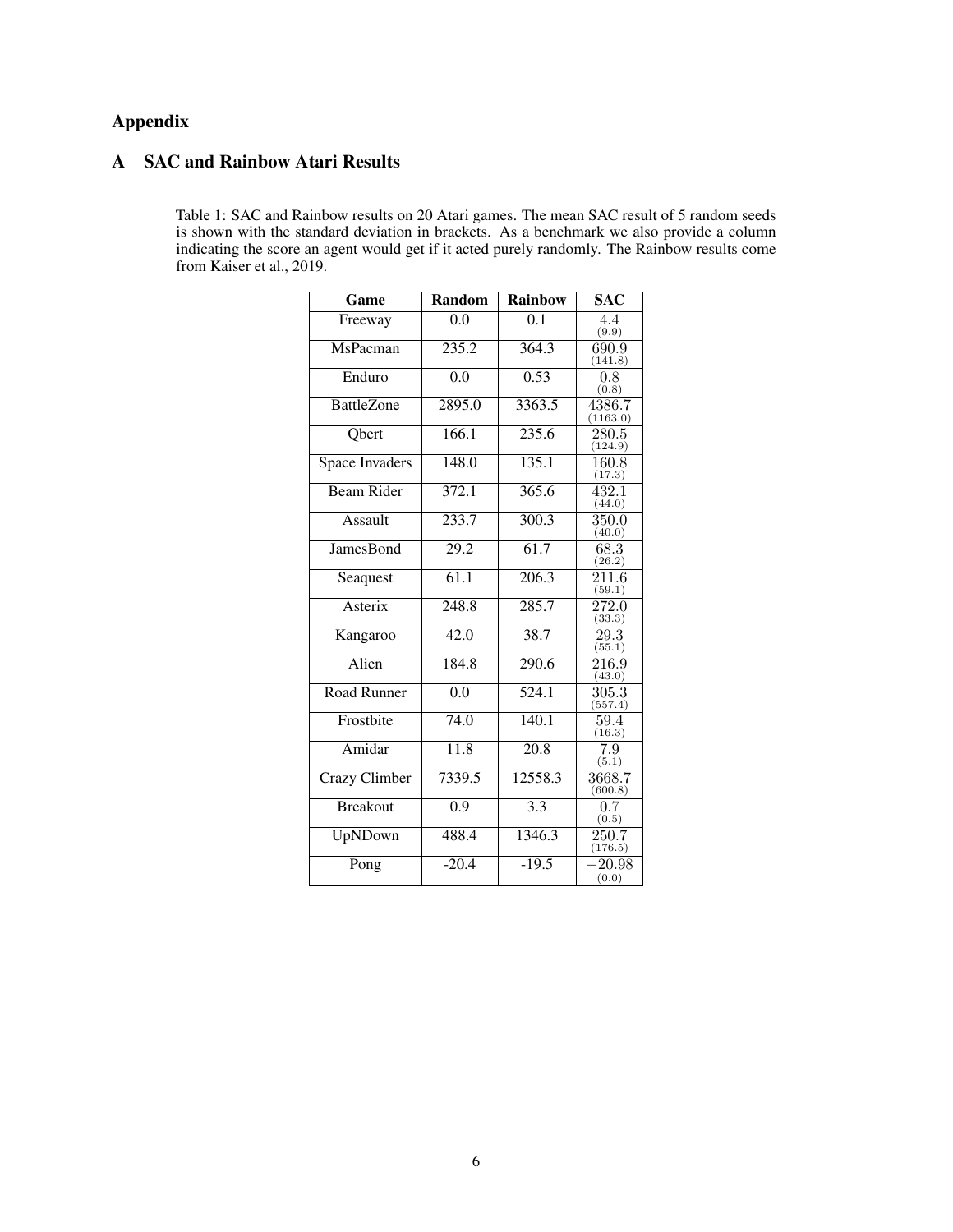# Appendix

## A SAC and Rainbow Atari Results

Table 1: SAC and Rainbow results on 20 Atari games. The mean SAC result of 5 random seeds is shown with the standard deviation in brackets. As a benchmark we also provide a column indicating the score an agent would get if it acted purely randomly. The Rainbow results come from Kaiser et al., 2019.

| Game | Random | Rainbow | SAC |
|---|---|---|---|
| Freeway | 0.0 | 0.1 | 4.4 (9.9) |
| MsPacman | 235.2 | 364.3 | 690.9 (141.8) |
| Enduro | 0.0 | 0.53 | 0.8 (0.8) |
| BattleZone | 2895.0 | 3363.5 | 4386.7 (1163.0) |
| Qbert | 166.1 | 235.6 | 280.5 (124.9) |
| Space Invaders | 148.0 | 135.1 | 160.8 (17.3) |
| Beam Rider | 372.1 | 365.6 | 432.1 (44.0) |
| Assault | 233.7 | 300.3 | 350.0 (40.0) |
| JamesBond | 29.2 | 61.7 | 68.3 (26.2) |
| Seaquest | 61.1 | 206.3 | 211.6 (59.1) |
| Asterix | 248.8 | 285.7 | 272.0 (33.3) |
| Kangaroo | 42.0 | 38.7 | 29.3 (55.1) |
| Alien | 184.8 | 290.6 | 216.9 (43.0) |
| Road Runner | 0.0 | 524.1 | 305.3 (557.4) |
| Frostbite | 74.0 | 140.1 | 59.4 (16.3) |
| Amidar | 11.8 | 20.8 | 7.9 (5.1) |
| Crazy Climber | 7339.5 | 12558.3 | 3668.7 (600.8) |
| Breakout | 0.9 | 3.3 | 0.7 (0.5) |
| UpNDown | 488.4 | 1346.3 | 250.7 (176.5) |
| Pong | -20.4 | -19.5 | $-20.98$ (0.0) |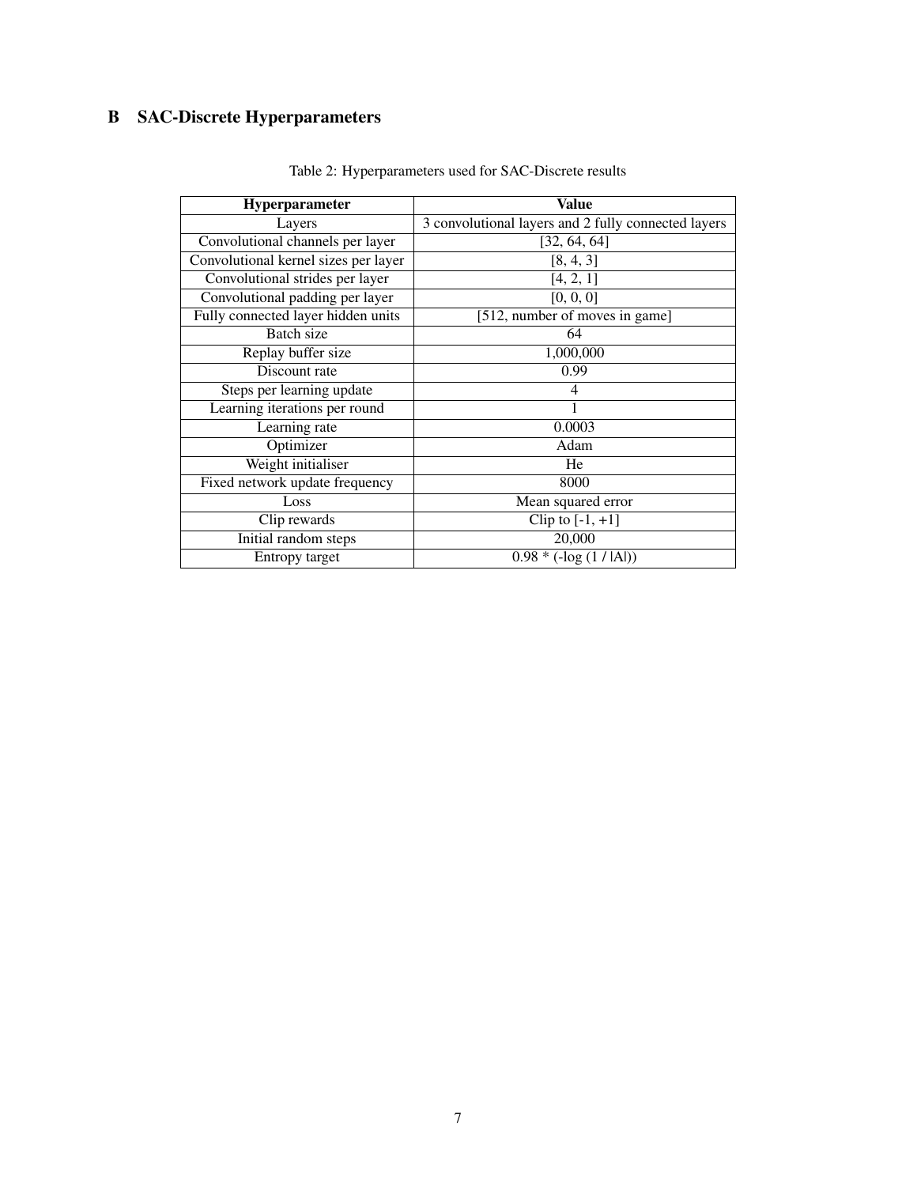## B SAC-Discrete Hyperparameters

Table 2: Hyperparameters used for SAC-Discrete results

| **Hyperparameter** | **Value** |
|---|---|
| Layers | 3 convolutional layers and 2 fully connected layers |
| Convolutional channels per layer | [32, 64, 64] |
| Convolutional kernel sizes per layer | [8, 4, 3] |
| Convolutional strides per layer | [4, 2, 1] |
| Convolutional padding per layer | [0, 0, 0] |
| Fully connected layer hidden units | [512, number of moves in game] |
| Batch size | 64 |
| Replay buffer size | 1,000,000 |
| Discount rate | 0.99 |
| Steps per learning update | 4 |
| Learning iterations per round | 1 |
| Learning rate | 0.0003 |
| Optimizer | Adam |
| Weight initialiser | He |
| Fixed network update frequency | 8000 |
| Loss | Mean squared error |
| Clip rewards | Clip to [-1, +1] |
| Initial random steps | 20,000 |
| Entropy target | $0.98 * (-\log(1 / \lvert A \rvert))$ |